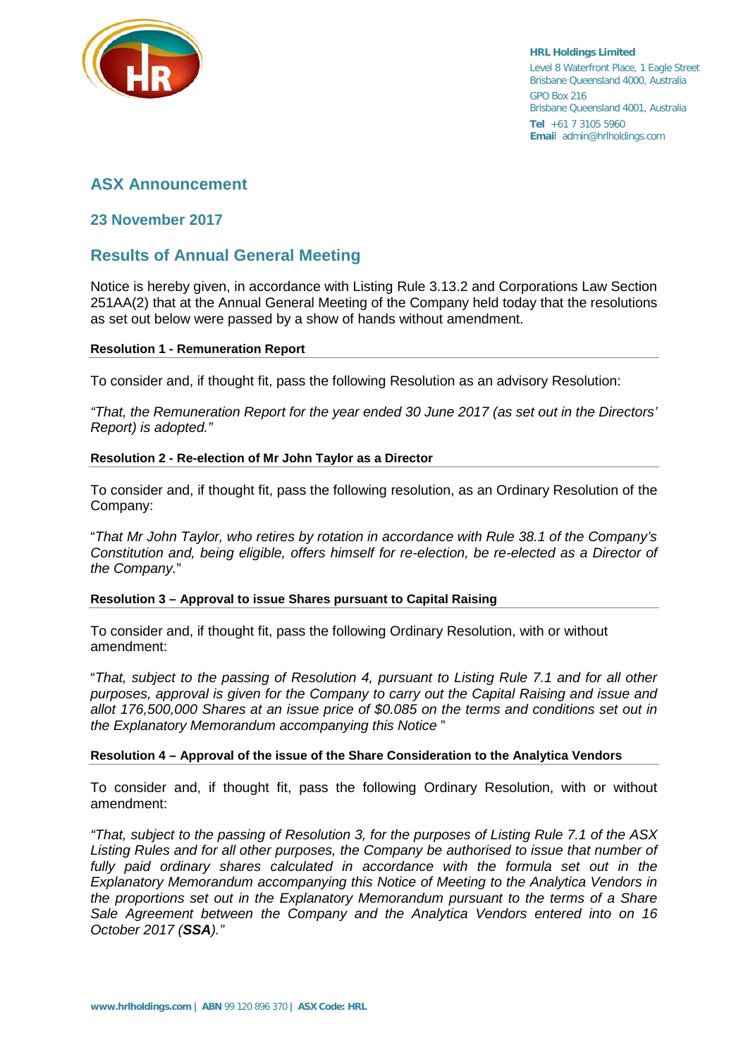**HRL Holdings Limited**
Level 8 Waterfront Place, 1 Eagle Street
Brisbane Queensland 4000, Australia
GPO Box 216
Brisbane Queensland 4001, Australia
**Tel** +61 7 3105 5960
**Email** admin@hrlholdings.com

# ASX Announcement

## 23 November 2017

## Results of Annual General Meeting

Notice is hereby given, in accordance with Listing Rule 3.13.2 and Corporations Law Section 251AA(2) that at the Annual General Meeting of the Company held today that the resolutions as set out below were passed by a show of hands without amendment.

**Resolution 1 - Remuneration Report**

To consider and, if thought fit, pass the following Resolution as an advisory Resolution:

*"That, the Remuneration Report for the year ended 30 June 2017 (as set out in the Directors' Report) is adopted."*

**Resolution 2 - Re-election of Mr John Taylor as a Director**

To consider and, if thought fit, pass the following resolution, as an Ordinary Resolution of the Company:

"*That Mr John Taylor, who retires by rotation in accordance with Rule 38.1 of the Company's Constitution and, being eligible, offers himself for re-election, be re-elected as a Director of the Company.*"

**Resolution 3 – Approval to issue Shares pursuant to Capital Raising**

To consider and, if thought fit, pass the following Ordinary Resolution, with or without amendment:

"*That, subject to the passing of Resolution 4, pursuant to Listing Rule 7.1 and for all other purposes, approval is given for the Company to carry out the Capital Raising and issue and allot 176,500,000 Shares at an issue price of $0.085 on the terms and conditions set out in the Explanatory Memorandum accompanying this Notice* "

**Resolution 4 – Approval of the issue of the Share Consideration to the Analytica Vendors**

To consider and, if thought fit, pass the following Ordinary Resolution, with or without amendment:

*"That, subject to the passing of Resolution 3, for the purposes of Listing Rule 7.1 of the ASX Listing Rules and for all other purposes, the Company be authorised to issue that number of fully paid ordinary shares calculated in accordance with the formula set out in the Explanatory Memorandum accompanying this Notice of Meeting to the Analytica Vendors in the proportions set out in the Explanatory Memorandum pursuant to the terms of a Share Sale Agreement between the Company and the Analytica Vendors entered into on 16 October 2017 (**SSA**)."*

**www.hrlholdings.com** | **ABN** 99 120 896 370 | **ASX Code: HRL**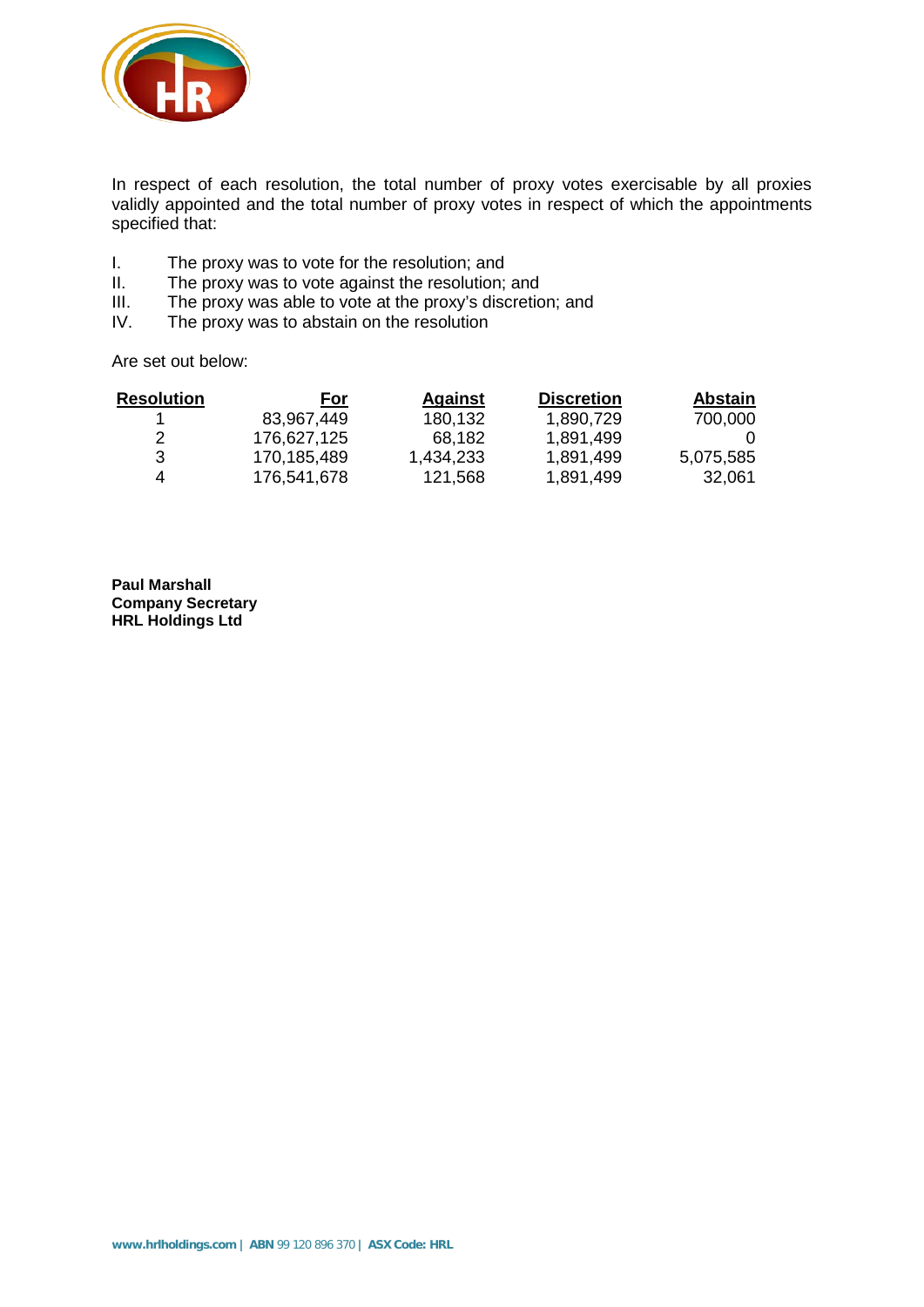In respect of each resolution, the total number of proxy votes exercisable by all proxies validly appointed and the total number of proxy votes in respect of which the appointments specified that:

I. The proxy was to vote for the resolution; and
II. The proxy was to vote against the resolution; and
III. The proxy was able to vote at the proxy's discretion; and
IV. The proxy was to abstain on the resolution

Are set out below:

| Resolution | For | Against | Discretion | Abstain |
|---|---|---|---|---|
| 1 | 83,967,449 | 180,132 | 1,890,729 | 700,000 |
| 2 | 176,627,125 | 68,182 | 1,891,499 | 0 |
| 3 | 170,185,489 | 1,434,233 | 1,891,499 | 5,075,585 |
| 4 | 176,541,678 | 121,568 | 1,891,499 | 32,061 |

**Paul Marshall**
**Company Secretary**
**HRL Holdings Ltd**

**www.hrlholdings.com | ABN** 99 120 896 370 **| ASX Code: HRL**